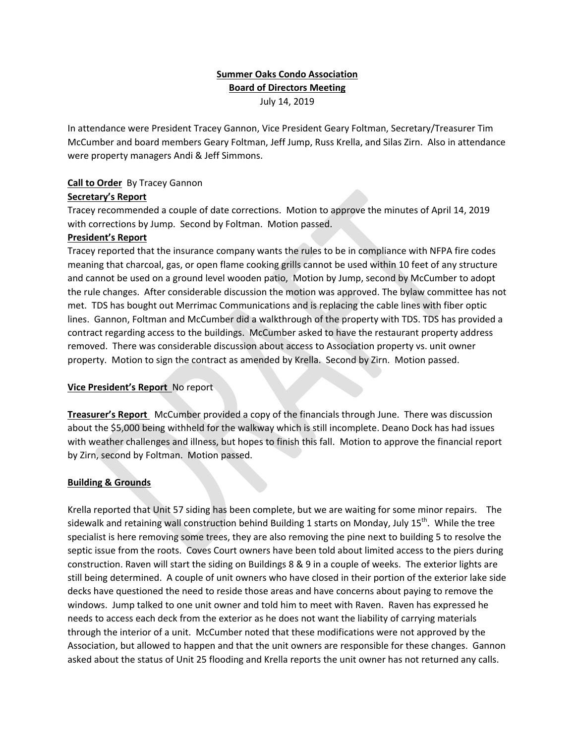**Summer Oaks Condo Association**
**Board of Directors Meeting**
July 14, 2019

In attendance were President Tracey Gannon, Vice President Geary Foltman, Secretary/Treasurer Tim McCumber and board members Geary Foltman, Jeff Jump, Russ Krella, and Silas Zirn. Also in attendance were property managers Andi & Jeff Simmons.

**Call to Order** By Tracey Gannon

**Secretary's Report**

Tracey recommended a couple of date corrections. Motion to approve the minutes of April 14, 2019 with corrections by Jump. Second by Foltman. Motion passed.

**President's Report**

Tracey reported that the insurance company wants the rules to be in compliance with NFPA fire codes meaning that charcoal, gas, or open flame cooking grills cannot be used within 10 feet of any structure and cannot be used on a ground level wooden patio, Motion by Jump, second by McCumber to adopt the rule changes. After considerable discussion the motion was approved. The bylaw committee has not met. TDS has bought out Merrimac Communications and is replacing the cable lines with fiber optic lines. Gannon, Foltman and McCumber did a walkthrough of the property with TDS. TDS has provided a contract regarding access to the buildings. McCumber asked to have the restaurant property address removed. There was considerable discussion about access to Association property vs. unit owner property. Motion to sign the contract as amended by Krella. Second by Zirn. Motion passed.

**Vice President's Report** No report

**Treasurer's Report** McCumber provided a copy of the financials through June. There was discussion about the $5,000 being withheld for the walkway which is still incomplete. Deano Dock has had issues with weather challenges and illness, but hopes to finish this fall. Motion to approve the financial report by Zirn, second by Foltman. Motion passed.

**Building & Grounds**

Krella reported that Unit 57 siding has been complete, but we are waiting for some minor repairs. The sidewalk and retaining wall construction behind Building 1 starts on Monday, July 15th. While the tree specialist is here removing some trees, they are also removing the pine next to building 5 to resolve the septic issue from the roots. Coves Court owners have been told about limited access to the piers during construction. Raven will start the siding on Buildings 8 & 9 in a couple of weeks. The exterior lights are still being determined. A couple of unit owners who have closed in their portion of the exterior lake side decks have questioned the need to reside those areas and have concerns about paying to remove the windows. Jump talked to one unit owner and told him to meet with Raven. Raven has expressed he needs to access each deck from the exterior as he does not want the liability of carrying materials through the interior of a unit. McCumber noted that these modifications were not approved by the Association, but allowed to happen and that the unit owners are responsible for these changes. Gannon asked about the status of Unit 25 flooding and Krella reports the unit owner has not returned any calls.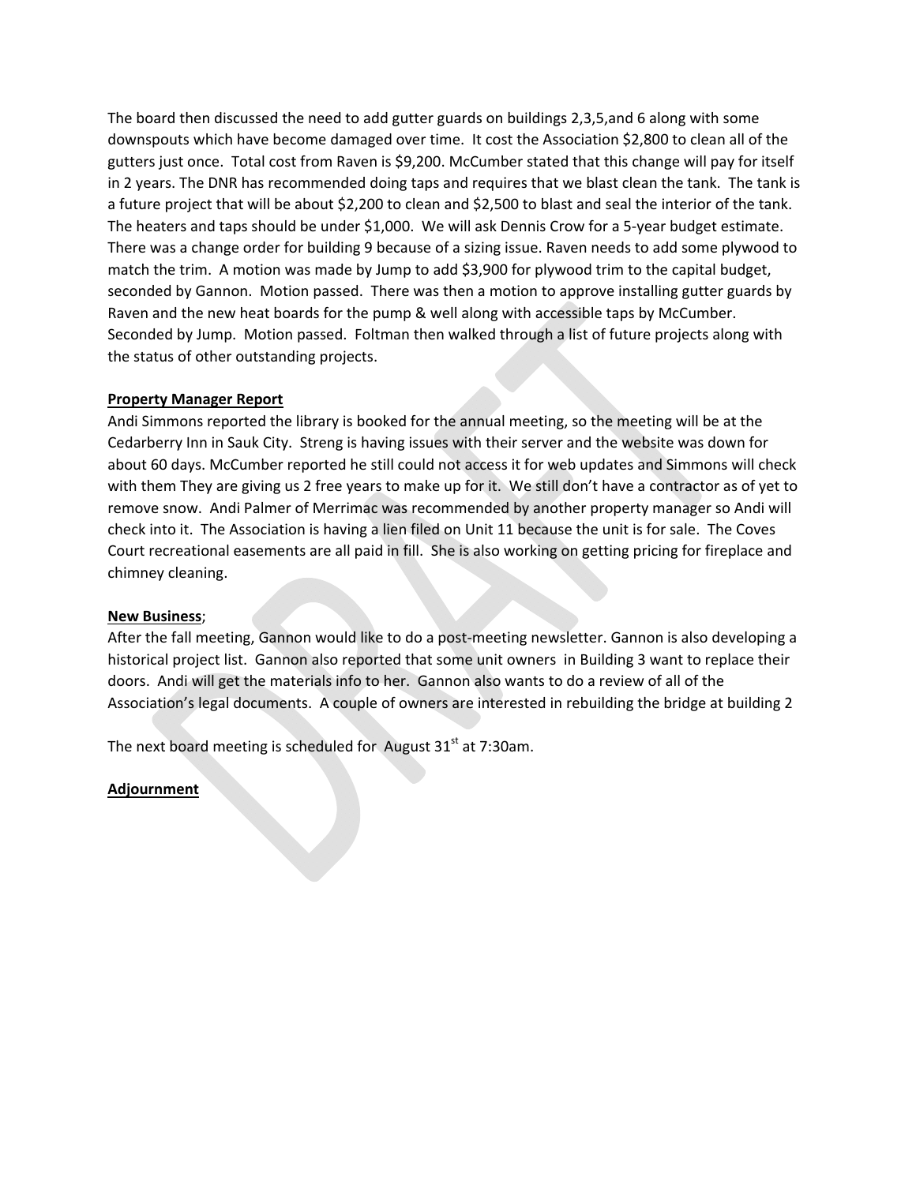The board then discussed the need to add gutter guards on buildings 2,3,5,and 6 along with some downspouts which have become damaged over time. It cost the Association $2,800 to clean all of the gutters just once. Total cost from Raven is $9,200. McCumber stated that this change will pay for itself in 2 years. The DNR has recommended doing taps and requires that we blast clean the tank. The tank is a future project that will be about $2,200 to clean and $2,500 to blast and seal the interior of the tank. The heaters and taps should be under $1,000. We will ask Dennis Crow for a 5-year budget estimate. There was a change order for building 9 because of a sizing issue. Raven needs to add some plywood to match the trim. A motion was made by Jump to add $3,900 for plywood trim to the capital budget, seconded by Gannon. Motion passed. There was then a motion to approve installing gutter guards by Raven and the new heat boards for the pump & well along with accessible taps by McCumber. Seconded by Jump. Motion passed. Foltman then walked through a list of future projects along with the status of other outstanding projects.

**Property Manager Report**

Andi Simmons reported the library is booked for the annual meeting, so the meeting will be at the Cedarberry Inn in Sauk City. Streng is having issues with their server and the website was down for about 60 days. McCumber reported he still could not access it for web updates and Simmons will check with them They are giving us 2 free years to make up for it. We still don't have a contractor as of yet to remove snow. Andi Palmer of Merrimac was recommended by another property manager so Andi will check into it. The Association is having a lien filed on Unit 11 because the unit is for sale. The Coves Court recreational easements are all paid in fill. She is also working on getting pricing for fireplace and chimney cleaning.

**New Business**;

After the fall meeting, Gannon would like to do a post-meeting newsletter. Gannon is also developing a historical project list. Gannon also reported that some unit owners in Building 3 want to replace their doors. Andi will get the materials info to her. Gannon also wants to do a review of all of the Association's legal documents. A couple of owners are interested in rebuilding the bridge at building 2

The next board meeting is scheduled for August 31st at 7:30am.

**Adjournment**